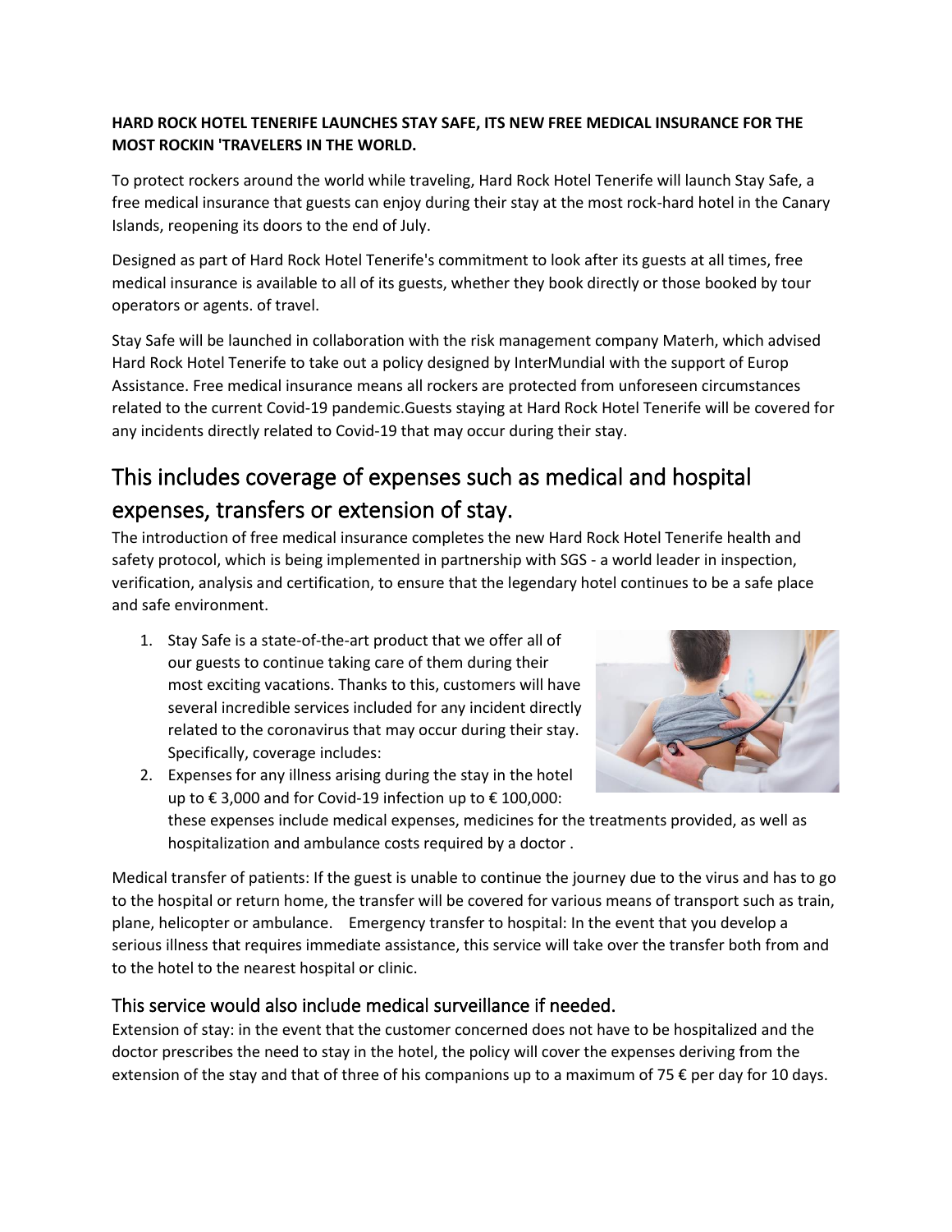**HARD ROCK HOTEL TENERIFE LAUNCHES STAY SAFE, ITS NEW FREE MEDICAL INSURANCE FOR THE MOST ROCKIN 'TRAVELERS IN THE WORLD.**

To protect rockers around the world while traveling, Hard Rock Hotel Tenerife will launch Stay Safe, a free medical insurance that guests can enjoy during their stay at the most rock-hard hotel in the Canary Islands, reopening its doors to the end of July.

Designed as part of Hard Rock Hotel Tenerife's commitment to look after its guests at all times, free medical insurance is available to all of its guests, whether they book directly or those booked by tour operators or agents. of travel.

Stay Safe will be launched in collaboration with the risk management company Materh, which advised Hard Rock Hotel Tenerife to take out a policy designed by InterMundial with the support of Europ Assistance. Free medical insurance means all rockers are protected from unforeseen circumstances related to the current Covid-19 pandemic.Guests staying at Hard Rock Hotel Tenerife will be covered for any incidents directly related to Covid-19 that may occur during their stay.

## This includes coverage of expenses such as medical and hospital expenses, transfers or extension of stay.

The introduction of free medical insurance completes the new Hard Rock Hotel Tenerife health and safety protocol, which is being implemented in partnership with SGS - a world leader in inspection, verification, analysis and certification, to ensure that the legendary hotel continues to be a safe place and safe environment.

1. Stay Safe is a state-of-the-art product that we offer all of our guests to continue taking care of them during their most exciting vacations. Thanks to this, customers will have several incredible services included for any incident directly related to the coronavirus that may occur during their stay. Specifically, coverage includes:
2. Expenses for any illness arising during the stay in the hotel up to € 3,000 and for Covid-19 infection up to € 100,000: these expenses include medical expenses, medicines for the treatments provided, as well as hospitalization and ambulance costs required by a doctor .

Medical transfer of patients: If the guest is unable to continue the journey due to the virus and has to go to the hospital or return home, the transfer will be covered for various means of transport such as train, plane, helicopter or ambulance. Emergency transfer to hospital: In the event that you develop a serious illness that requires immediate assistance, this service will take over the transfer both from and to the hotel to the nearest hospital or clinic.

### This service would also include medical surveillance if needed.

Extension of stay: in the event that the customer concerned does not have to be hospitalized and the doctor prescribes the need to stay in the hotel, the policy will cover the expenses deriving from the extension of the stay and that of three of his companions up to a maximum of 75 € per day for 10 days.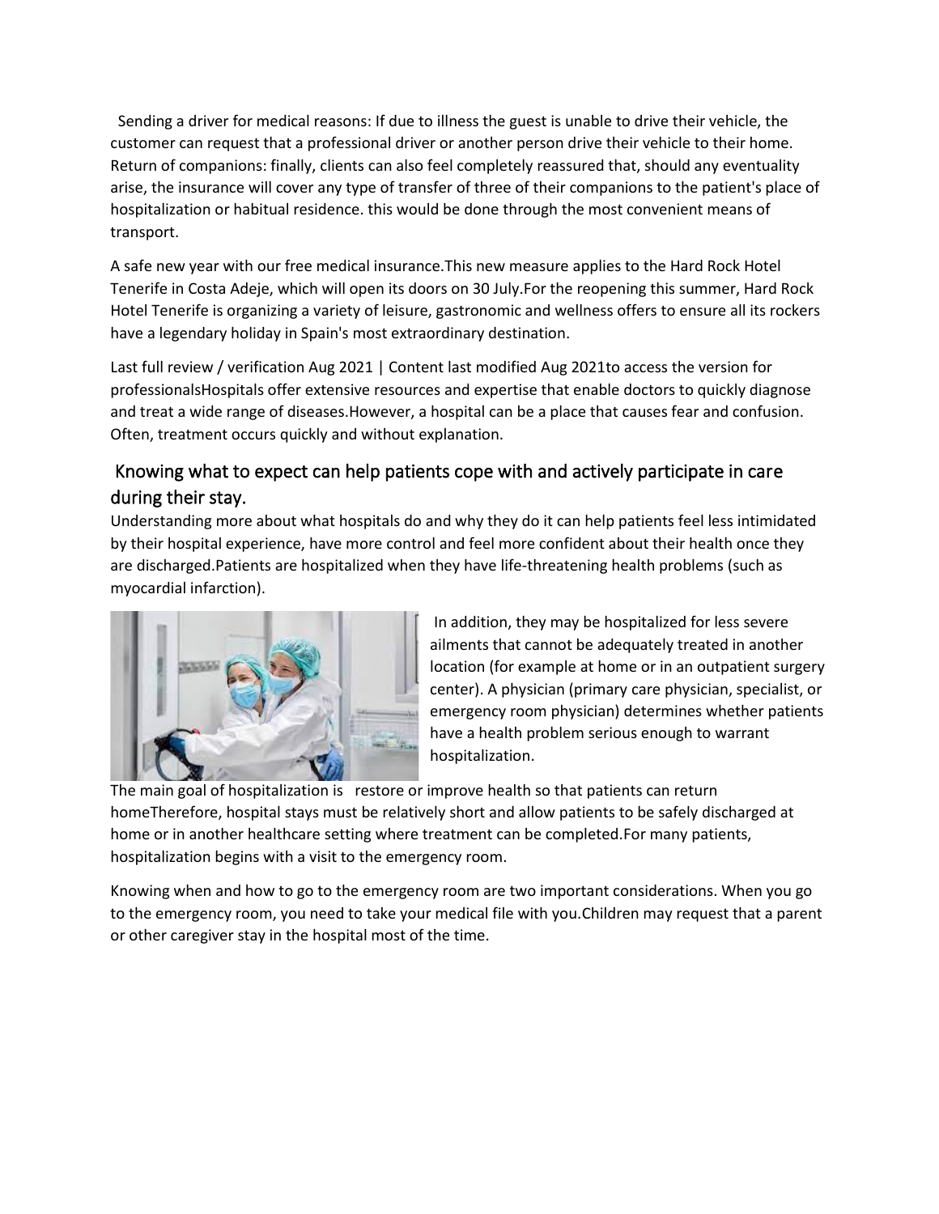Sending a driver for medical reasons: If due to illness the guest is unable to drive their vehicle, the customer can request that a professional driver or another person drive their vehicle to their home. Return of companions: finally, clients can also feel completely reassured that, should any eventuality arise, the insurance will cover any type of transfer of three of their companions to the patient's place of hospitalization or habitual residence. this would be done through the most convenient means of transport.

A safe new year with our free medical insurance.This new measure applies to the Hard Rock Hotel Tenerife in Costa Adeje, which will open its doors on 30 July.For the reopening this summer, Hard Rock Hotel Tenerife is organizing a variety of leisure, gastronomic and wellness offers to ensure all its rockers have a legendary holiday in Spain's most extraordinary destination.

Last full review / verification Aug 2021 | Content last modified Aug 2021to access the version for professionalsHospitals offer extensive resources and expertise that enable doctors to quickly diagnose and treat a wide range of diseases.However, a hospital can be a place that causes fear and confusion. Often, treatment occurs quickly and without explanation.

## Knowing what to expect can help patients cope with and actively participate in care during their stay.

Understanding more about what hospitals do and why they do it can help patients feel less intimidated by their hospital experience, have more control and feel more confident about their health once they are discharged.Patients are hospitalized when they have life-threatening health problems (such as myocardial infarction).

In addition, they may be hospitalized for less severe ailments that cannot be adequately treated in another location (for example at home or in an outpatient surgery center). A physician (primary care physician, specialist, or emergency room physician) determines whether patients have a health problem serious enough to warrant hospitalization.

The main goal of hospitalization is restore or improve health so that patients can return homeTherefore, hospital stays must be relatively short and allow patients to be safely discharged at home or in another healthcare setting where treatment can be completed.For many patients, hospitalization begins with a visit to the emergency room.

Knowing when and how to go to the emergency room are two important considerations. When you go to the emergency room, you need to take your medical file with you.Children may request that a parent or other caregiver stay in the hospital most of the time.